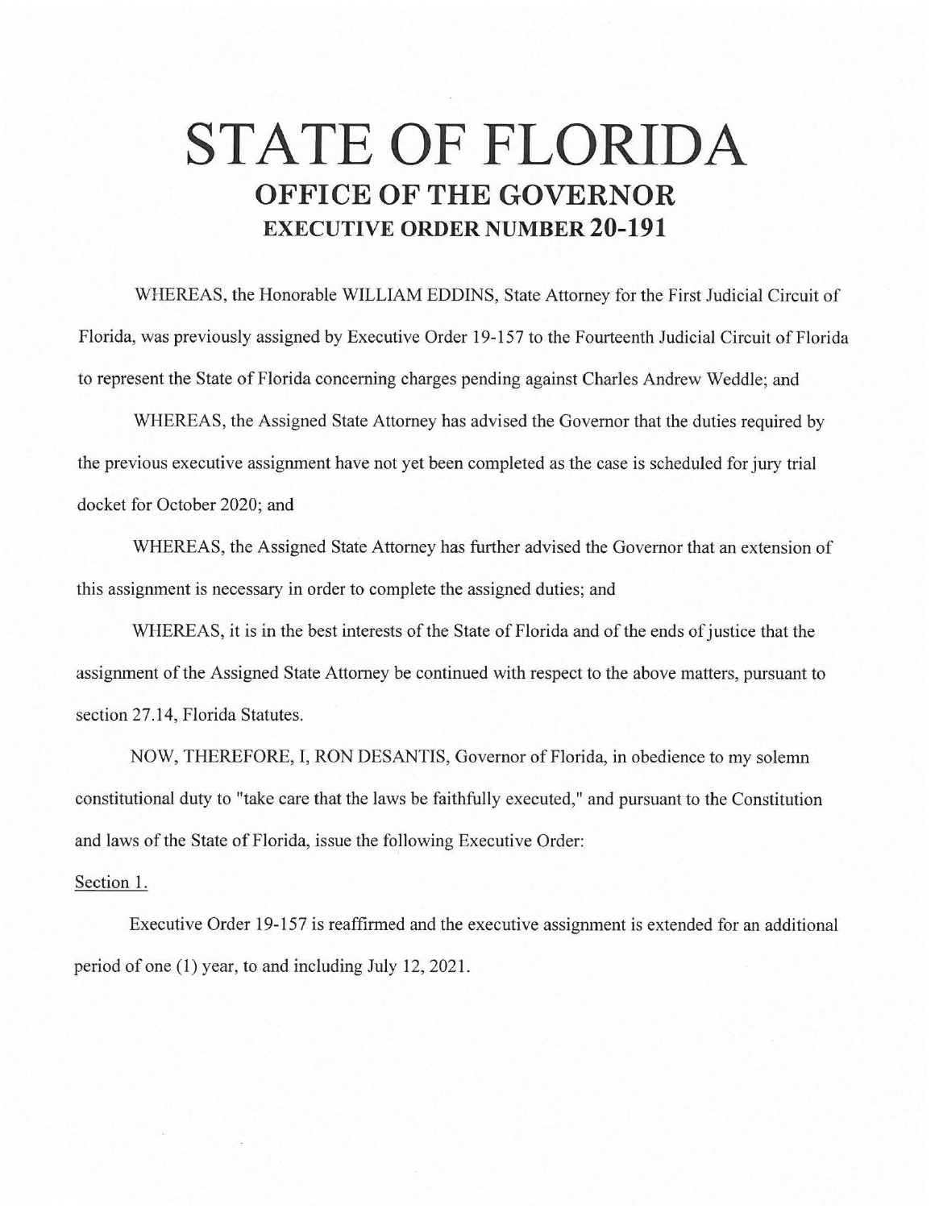# STATE OF FLORIDA
## OFFICE OF THE GOVERNOR
### EXECUTIVE ORDER NUMBER 20-191

WHEREAS, the Honorable WILLIAM EDDINS, State Attorney for the First Judicial Circuit of Florida, was previously assigned by Executive Order 19-157 to the Fourteenth Judicial Circuit of Florida to represent the State of Florida concerning charges pending against Charles Andrew Weddle; and

WHEREAS, the Assigned State Attorney has advised the Governor that the duties required by the previous executive assignment have not yet been completed as the case is scheduled for jury trial docket for October 2020; and

WHEREAS, the Assigned State Attorney has further advised the Governor that an extension of this assignment is necessary in order to complete the assigned duties; and

WHEREAS, it is in the best interests of the State of Florida and of the ends of justice that the assignment of the Assigned State Attorney be continued with respect to the above matters, pursuant to section 27.14, Florida Statutes.

NOW, THEREFORE, I, RON DESANTIS, Governor of Florida, in obedience to my solemn constitutional duty to "take care that the laws be faithfully executed," and pursuant to the Constitution and laws of the State of Florida, issue the following Executive Order:

Section 1.

Executive Order 19-157 is reaffirmed and the executive assignment is extended for an additional period of one (1) year, to and including July 12, 2021.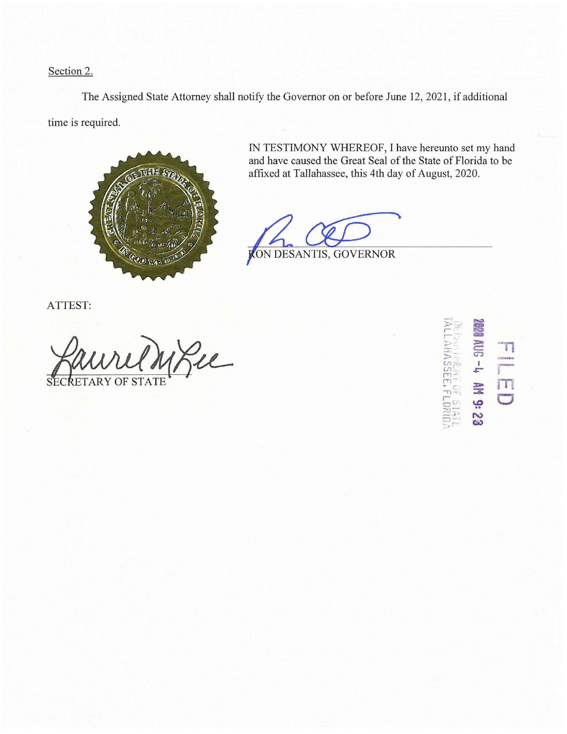Section 2.

The Assigned State Attorney shall notify the Governor on or before June 12, 2021, if additional time is required.

IN TESTIMONY WHEREOF, I have hereunto set my hand and have caused the Great Seal of the State of Florida to be affixed at Tallahassee, this 4th day of August, 2020.

RON DESANTIS, GOVERNOR

ATTEST:

SECRETARY OF STATE

FILED

2020 AUG -4 AM 9:23

DEPARTMENT OF STATE
TALLAHASSEE, FLORIDA